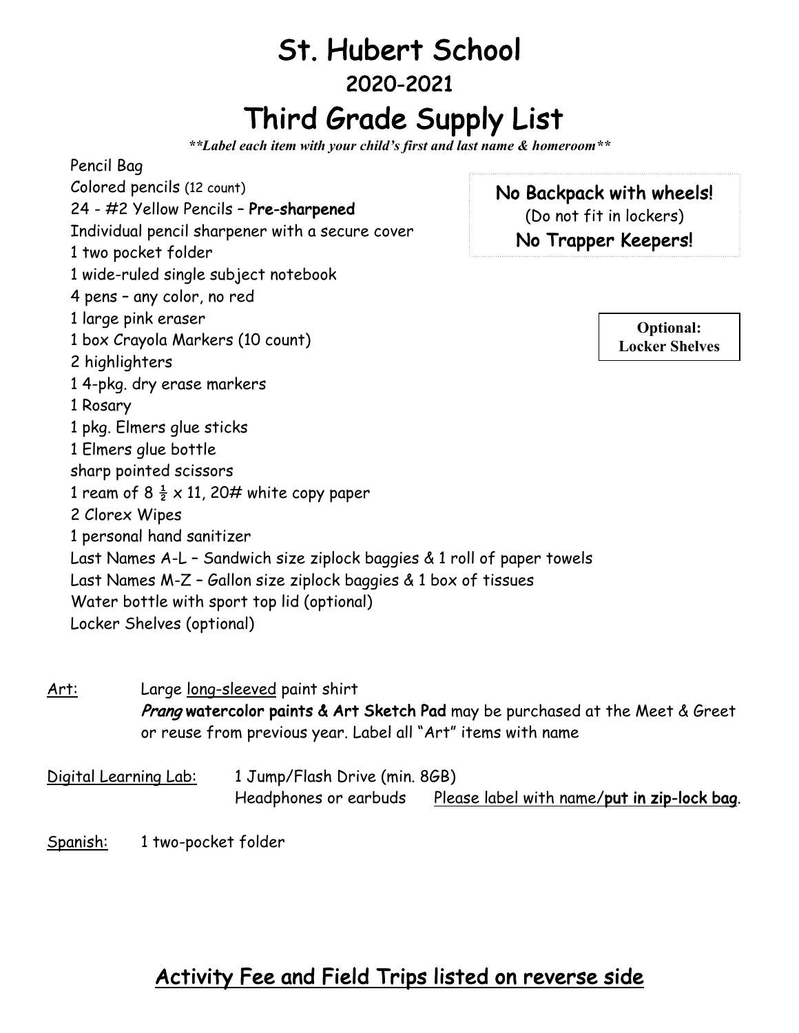# St. Hubert School

## 2020-2021

# Third Grade Supply List

***\*\*Label each item with your child's first and last name & homeroom\*\****

**No Backpack with wheels!**
(Do not fit in lockers)
**No Trapper Keepers!**

**Optional: Locker Shelves**

- Pencil Bag
- Colored pencils (12 count)
- 24 - #2 Yellow Pencils – **Pre-sharpened**
- Individual pencil sharpener with a secure cover
- 1 two pocket folder
- 1 wide-ruled single subject notebook
- 4 pens – any color, no red
- 1 large pink eraser
- 1 box Crayola Markers (10 count)
- 2 highlighters
- 1 4-pkg. dry erase markers
- 1 Rosary
- 1 pkg. Elmers glue sticks
- 1 Elmers glue bottle
- sharp pointed scissors
- 1 ream of 8 ½ x 11, 20# white copy paper
- 2 Clorex Wipes
- 1 personal hand sanitizer
- Last Names A-L – Sandwich size ziplock baggies & 1 roll of paper towels
- Last Names M-Z – Gallon size ziplock baggies & 1 box of tissues
- Water bottle with sport top lid (optional)
- Locker Shelves (optional)

<u>Art:</u> Large <u>long-sleeved</u> paint shirt
***Prang* watercolor paints & Art Sketch Pad** may be purchased at the Meet & Greet or reuse from previous year. Label all "Art" items with name

<u>Digital Learning Lab:</u> 1 Jump/Flash Drive (min. 8GB)
Headphones or earbuds <u>Please label with name/**put in zip-lock bag**.</u>

<u>Spanish:</u> 1 two-pocket folder

## <u>Activity Fee and Field Trips listed on reverse side</u>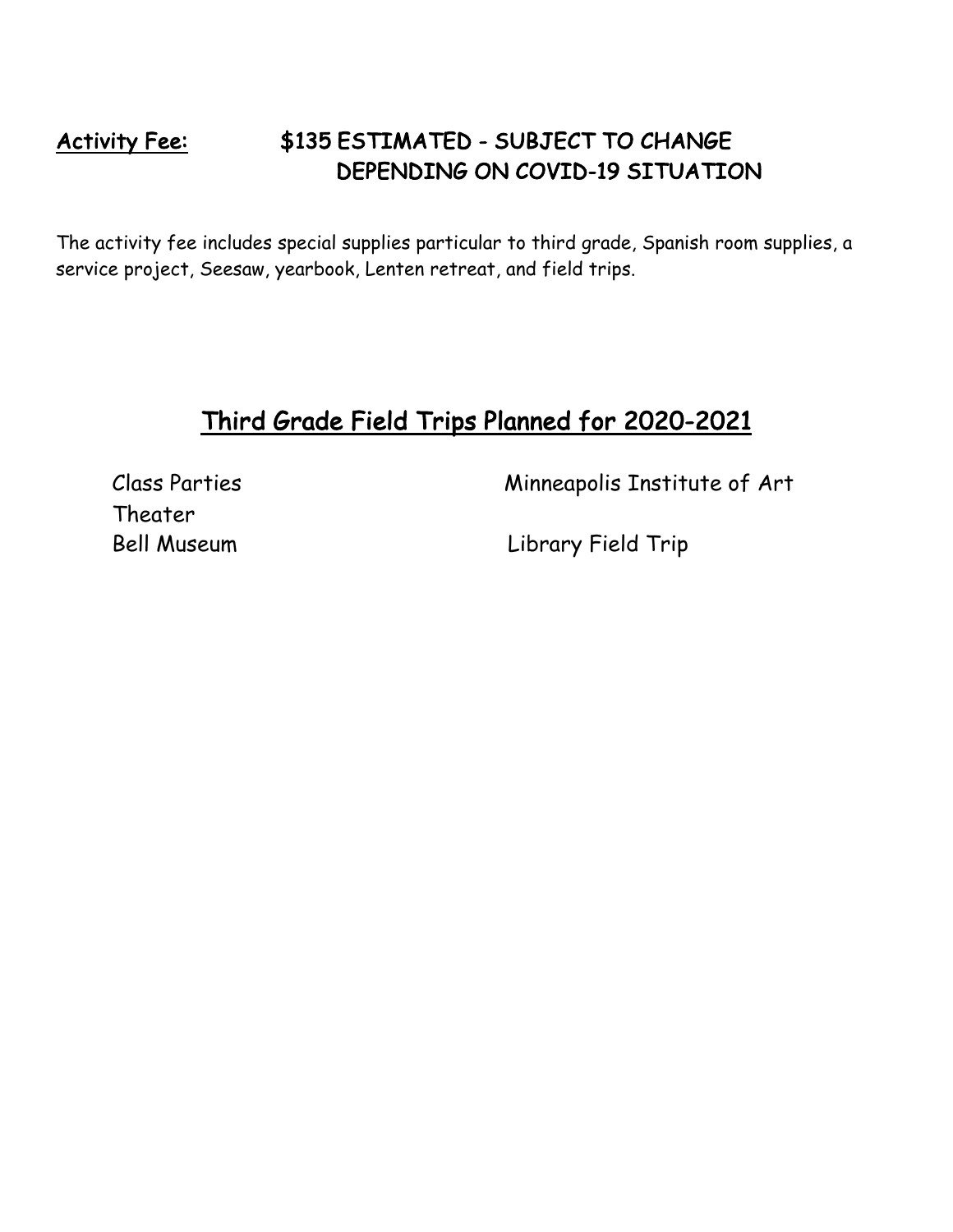**Activity Fee:** **$135 ESTIMATED - SUBJECT TO CHANGE DEPENDING ON COVID-19 SITUATION**

The activity fee includes special supplies particular to third grade, Spanish room supplies, a service project, Seesaw, yearbook, Lenten retreat, and field trips.

## Third Grade Field Trips Planned for 2020-2021

Class Parties

Theater

Bell Museum

Minneapolis Institute of Art

Library Field Trip